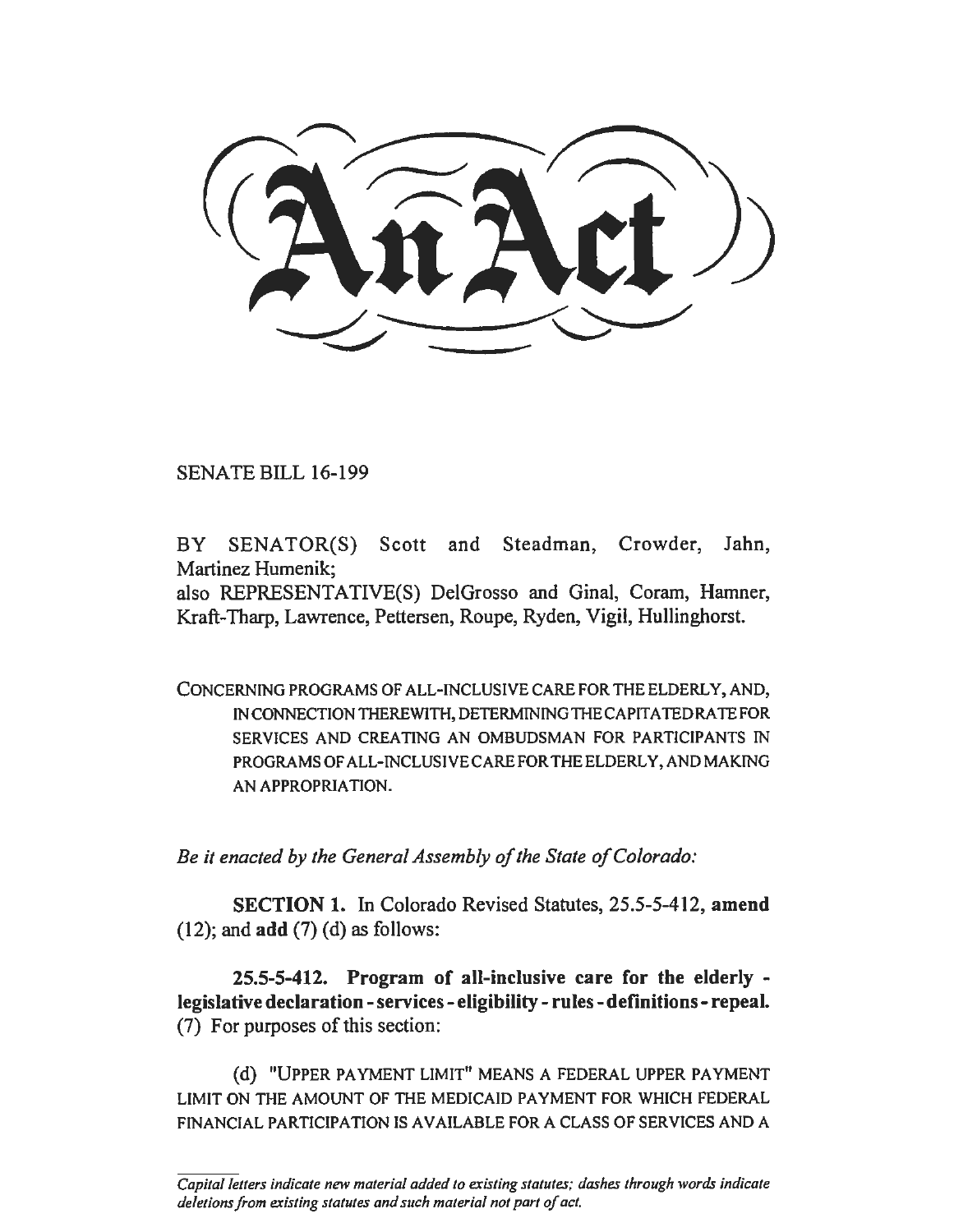# An Act

SENATE BILL 16-199

BY SENATOR(S) Scott and Steadman, Crowder, Jahn, Martinez Humenik;
also REPRESENTATIVE(S) DelGrosso and Ginal, Coram, Hamner, Kraft-Tharp, Lawrence, Pettersen, Roupe, Ryden, Vigil, Hullinghorst.

CONCERNING PROGRAMS OF ALL-INCLUSIVE CARE FOR THE ELDERLY, AND, IN CONNECTION THEREWITH, DETERMINING THE CAPITATED RATE FOR SERVICES AND CREATING AN OMBUDSMAN FOR PARTICIPANTS IN PROGRAMS OF ALL-INCLUSIVE CARE FOR THE ELDERLY, AND MAKING AN APPROPRIATION.

*Be it enacted by the General Assembly of the State of Colorado:*

**SECTION 1.** In Colorado Revised Statutes, 25.5-5-412, **amend** (12); and **add** (7) (d) as follows:

**25.5-5-412. Program of all-inclusive care for the elderly - legislative declaration - services - eligibility - rules - definitions - repeal.** (7) For purposes of this section:

(d) "UPPER PAYMENT LIMIT" MEANS A FEDERAL UPPER PAYMENT LIMIT ON THE AMOUNT OF THE MEDICAID PAYMENT FOR WHICH FEDERAL FINANCIAL PARTICIPATION IS AVAILABLE FOR A CLASS OF SERVICES AND A

*Capital letters indicate new material added to existing statutes; dashes through words indicate deletions from existing statutes and such material not part of act.*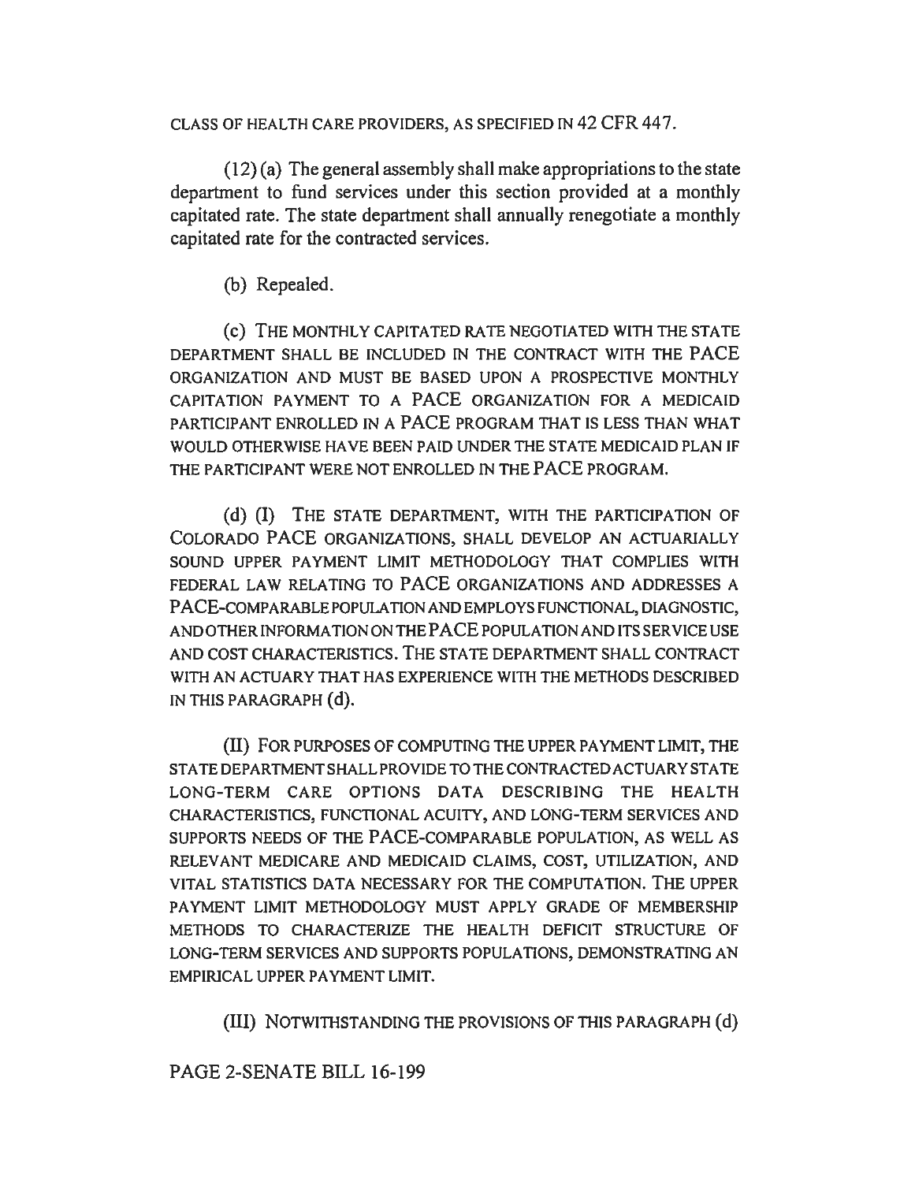CLASS OF HEALTH CARE PROVIDERS, AS SPECIFIED IN 42 CFR 447.

(12) (a) The general assembly shall make appropriations to the state department to fund services under this section provided at a monthly capitated rate. The state department shall annually renegotiate a monthly capitated rate for the contracted services.

(b) Repealed.

(c) THE MONTHLY CAPITATED RATE NEGOTIATED WITH THE STATE DEPARTMENT SHALL BE INCLUDED IN THE CONTRACT WITH THE PACE ORGANIZATION AND MUST BE BASED UPON A PROSPECTIVE MONTHLY CAPITATION PAYMENT TO A PACE ORGANIZATION FOR A MEDICAID PARTICIPANT ENROLLED IN A PACE PROGRAM THAT IS LESS THAN WHAT WOULD OTHERWISE HAVE BEEN PAID UNDER THE STATE MEDICAID PLAN IF THE PARTICIPANT WERE NOT ENROLLED IN THE PACE PROGRAM.

(d) (I) THE STATE DEPARTMENT, WITH THE PARTICIPATION OF COLORADO PACE ORGANIZATIONS, SHALL DEVELOP AN ACTUARIALLY SOUND UPPER PAYMENT LIMIT METHODOLOGY THAT COMPLIES WITH FEDERAL LAW RELATING TO PACE ORGANIZATIONS AND ADDRESSES A PACE-COMPARABLE POPULATION AND EMPLOYS FUNCTIONAL, DIAGNOSTIC, AND OTHER INFORMATION ON THE PACE POPULATION AND ITS SERVICE USE AND COST CHARACTERISTICS. THE STATE DEPARTMENT SHALL CONTRACT WITH AN ACTUARY THAT HAS EXPERIENCE WITH THE METHODS DESCRIBED IN THIS PARAGRAPH (d).

(II) FOR PURPOSES OF COMPUTING THE UPPER PAYMENT LIMIT, THE STATE DEPARTMENT SHALL PROVIDE TO THE CONTRACTED ACTUARY STATE LONG-TERM CARE OPTIONS DATA DESCRIBING THE HEALTH CHARACTERISTICS, FUNCTIONAL ACUITY, AND LONG-TERM SERVICES AND SUPPORTS NEEDS OF THE PACE-COMPARABLE POPULATION, AS WELL AS RELEVANT MEDICARE AND MEDICAID CLAIMS, COST, UTILIZATION, AND VITAL STATISTICS DATA NECESSARY FOR THE COMPUTATION. THE UPPER PAYMENT LIMIT METHODOLOGY MUST APPLY GRADE OF MEMBERSHIP METHODS TO CHARACTERIZE THE HEALTH DEFICIT STRUCTURE OF LONG-TERM SERVICES AND SUPPORTS POPULATIONS, DEMONSTRATING AN EMPIRICAL UPPER PAYMENT LIMIT.

(III) NOTWITHSTANDING THE PROVISIONS OF THIS PARAGRAPH (d)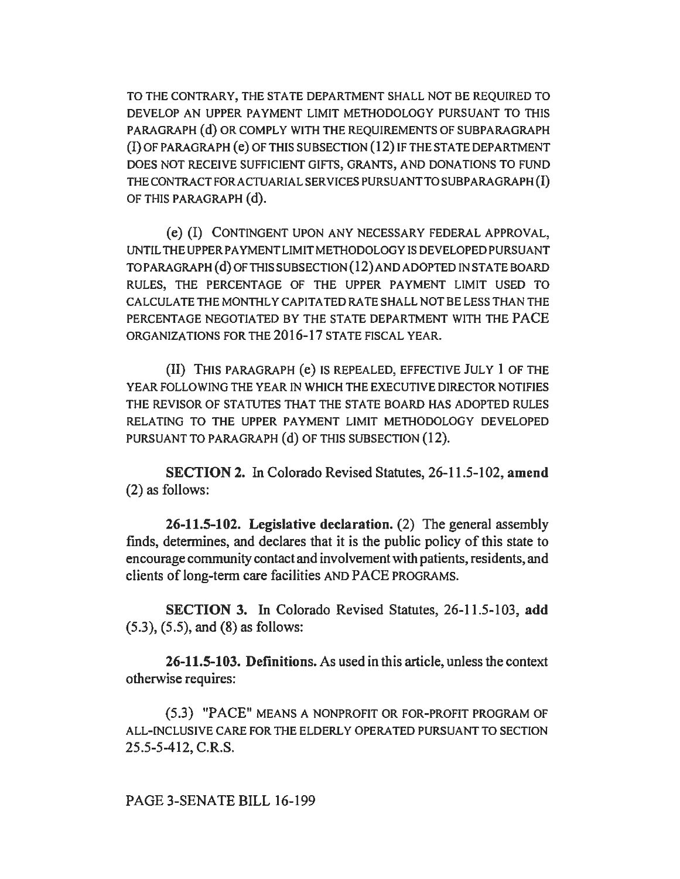TO THE CONTRARY, THE STATE DEPARTMENT SHALL NOT BE REQUIRED TO DEVELOP AN UPPER PAYMENT LIMIT METHODOLOGY PURSUANT TO THIS PARAGRAPH (d) OR COMPLY WITH THE REQUIREMENTS OF SUBPARAGRAPH (I) OF PARAGRAPH (e) OF THIS SUBSECTION (12) IF THE STATE DEPARTMENT DOES NOT RECEIVE SUFFICIENT GIFTS, GRANTS, AND DONATIONS TO FUND THE CONTRACT FOR ACTUARIAL SERVICES PURSUANT TO SUBPARAGRAPH (I) OF THIS PARAGRAPH (d).

(e) (I) CONTINGENT UPON ANY NECESSARY FEDERAL APPROVAL, UNTIL THE UPPER PAYMENT LIMIT METHODOLOGY IS DEVELOPED PURSUANT TO PARAGRAPH (d) OF THIS SUBSECTION (12) AND ADOPTED IN STATE BOARD RULES, THE PERCENTAGE OF THE UPPER PAYMENT LIMIT USED TO CALCULATE THE MONTHLY CAPITATED RATE SHALL NOT BE LESS THAN THE PERCENTAGE NEGOTIATED BY THE STATE DEPARTMENT WITH THE PACE ORGANIZATIONS FOR THE 2016-17 STATE FISCAL YEAR.

(II) THIS PARAGRAPH (e) IS REPEALED, EFFECTIVE JULY 1 OF THE YEAR FOLLOWING THE YEAR IN WHICH THE EXECUTIVE DIRECTOR NOTIFIES THE REVISOR OF STATUTES THAT THE STATE BOARD HAS ADOPTED RULES RELATING TO THE UPPER PAYMENT LIMIT METHODOLOGY DEVELOPED PURSUANT TO PARAGRAPH (d) OF THIS SUBSECTION (12).

**SECTION 2.** In Colorado Revised Statutes, 26-11.5-102, **amend** (2) as follows:

**26-11.5-102. Legislative declaration.** (2) The general assembly finds, determines, and declares that it is the public policy of this state to encourage community contact and involvement with patients, residents, and clients of long-term care facilities AND PACE PROGRAMS.

**SECTION 3.** In Colorado Revised Statutes, 26-11.5-103, **add** (5.3), (5.5), and (8) as follows:

**26-11.5-103. Definitions.** As used in this article, unless the context otherwise requires:

(5.3) "PACE" MEANS A NONPROFIT OR FOR-PROFIT PROGRAM OF ALL-INCLUSIVE CARE FOR THE ELDERLY OPERATED PURSUANT TO SECTION 25.5-5-412, C.R.S.

PAGE 3-SENATE BILL 16-199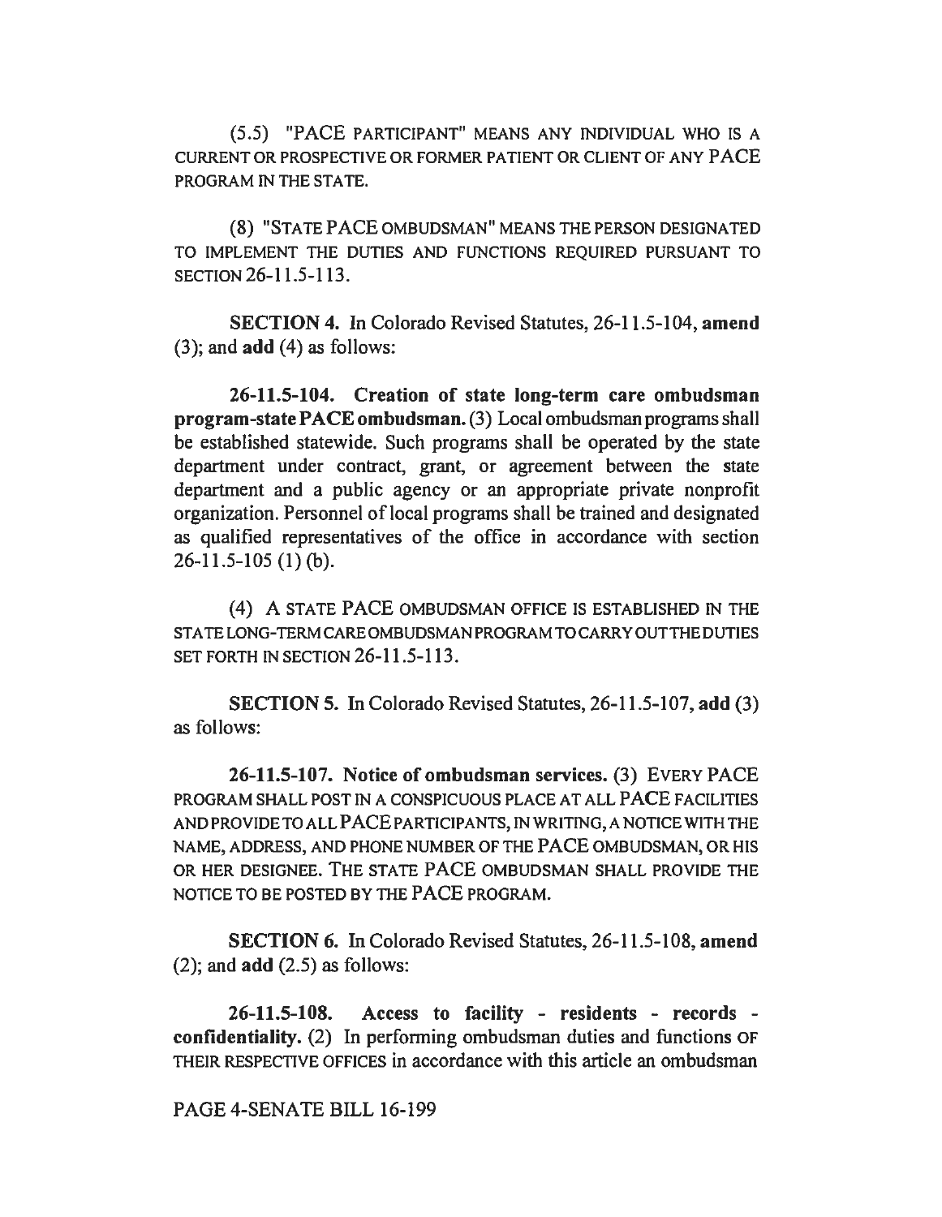(5.5) "PACE PARTICIPANT" MEANS ANY INDIVIDUAL WHO IS A CURRENT OR PROSPECTIVE OR FORMER PATIENT OR CLIENT OF ANY PACE PROGRAM IN THE STATE.

(8) "STATE PACE OMBUDSMAN" MEANS THE PERSON DESIGNATED TO IMPLEMENT THE DUTIES AND FUNCTIONS REQUIRED PURSUANT TO SECTION 26-11.5-113.

**SECTION 4.** In Colorado Revised Statutes, 26-11.5-104, **amend** (3); and **add** (4) as follows:

**26-11.5-104. Creation of state long-term care ombudsman program-state PACE ombudsman.** (3) Local ombudsman programs shall be established statewide. Such programs shall be operated by the state department under contract, grant, or agreement between the state department and a public agency or an appropriate private nonprofit organization. Personnel of local programs shall be trained and designated as qualified representatives of the office in accordance with section 26-11.5-105 (1) (b).

(4) A STATE PACE OMBUDSMAN OFFICE IS ESTABLISHED IN THE STATE LONG-TERM CARE OMBUDSMAN PROGRAM TO CARRY OUT THE DUTIES SET FORTH IN SECTION 26-11.5-113.

**SECTION 5.** In Colorado Revised Statutes, 26-11.5-107, **add** (3) as follows:

**26-11.5-107. Notice of ombudsman services.** (3) EVERY PACE PROGRAM SHALL POST IN A CONSPICUOUS PLACE AT ALL PACE FACILITIES AND PROVIDE TO ALL PACE PARTICIPANTS, IN WRITING, A NOTICE WITH THE NAME, ADDRESS, AND PHONE NUMBER OF THE PACE OMBUDSMAN, OR HIS OR HER DESIGNEE. THE STATE PACE OMBUDSMAN SHALL PROVIDE THE NOTICE TO BE POSTED BY THE PACE PROGRAM.

**SECTION 6.** In Colorado Revised Statutes, 26-11.5-108, **amend** (2); and **add** (2.5) as follows:

**26-11.5-108. Access to facility - residents - records - confidentiality.** (2) In performing ombudsman duties and functions OF THEIR RESPECTIVE OFFICES in accordance with this article an ombudsman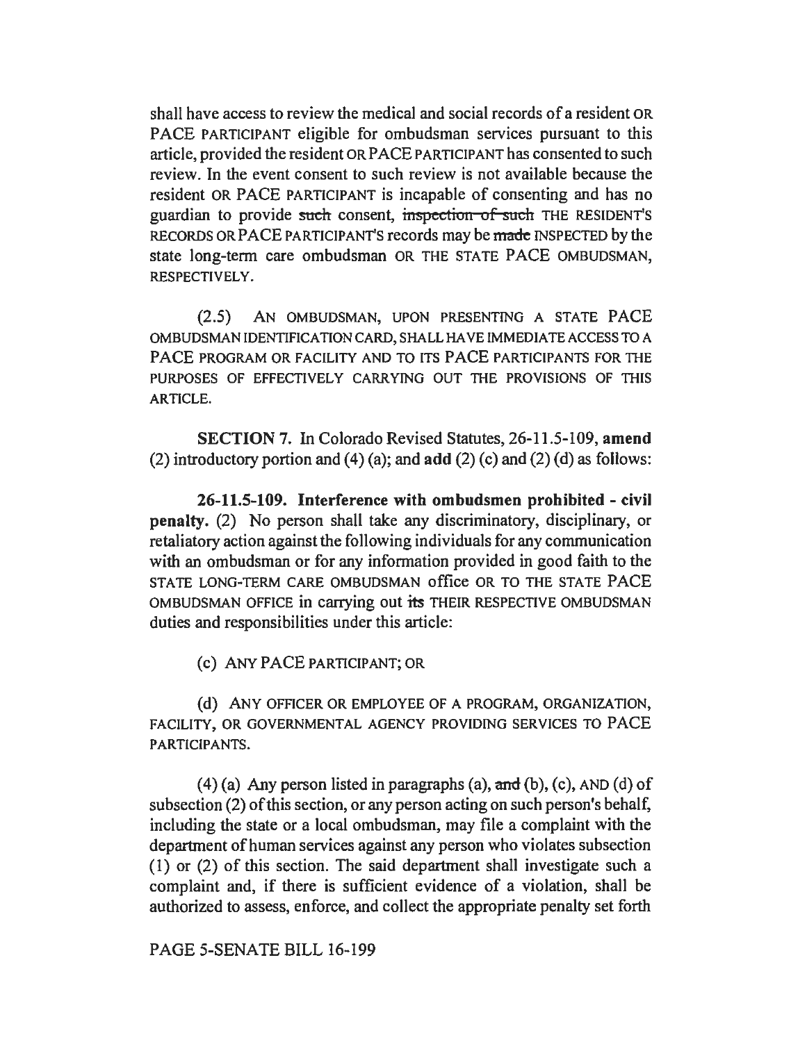shall have access to review the medical and social records of a resident OR PACE PARTICIPANT eligible for ombudsman services pursuant to this article, provided the resident OR PACE PARTICIPANT has consented to such review. In the event consent to such review is not available because the resident OR PACE PARTICIPANT is incapable of consenting and has no guardian to provide ~~such~~ consent, ~~inspection of such~~ THE RESIDENT'S RECORDS OR PACE PARTICIPANT'S records may be ~~made~~ INSPECTED by the state long-term care ombudsman OR THE STATE PACE OMBUDSMAN, RESPECTIVELY.

(2.5) AN OMBUDSMAN, UPON PRESENTING A STATE PACE OMBUDSMAN IDENTIFICATION CARD, SHALL HAVE IMMEDIATE ACCESS TO A PACE PROGRAM OR FACILITY AND TO ITS PACE PARTICIPANTS FOR THE PURPOSES OF EFFECTIVELY CARRYING OUT THE PROVISIONS OF THIS ARTICLE.

**SECTION 7.** In Colorado Revised Statutes, 26-11.5-109, **amend** (2) introductory portion and (4) (a); and **add** (2) (c) and (2) (d) as follows:

**26-11.5-109. Interference with ombudsmen prohibited - civil penalty.** (2) No person shall take any discriminatory, disciplinary, or retaliatory action against the following individuals for any communication with an ombudsman or for any information provided in good faith to the STATE LONG-TERM CARE OMBUDSMAN office OR TO THE STATE PACE OMBUDSMAN OFFICE in carrying out ~~its~~ THEIR RESPECTIVE OMBUDSMAN duties and responsibilities under this article:

(c) ANY PACE PARTICIPANT; OR

(d) ANY OFFICER OR EMPLOYEE OF A PROGRAM, ORGANIZATION, FACILITY, OR GOVERNMENTAL AGENCY PROVIDING SERVICES TO PACE PARTICIPANTS.

(4) (a) Any person listed in paragraphs (a), ~~and~~ (b), (c), AND (d) of subsection (2) of this section, or any person acting on such person's behalf, including the state or a local ombudsman, may file a complaint with the department of human services against any person who violates subsection (1) or (2) of this section. The said department shall investigate such a complaint and, if there is sufficient evidence of a violation, shall be authorized to assess, enforce, and collect the appropriate penalty set forth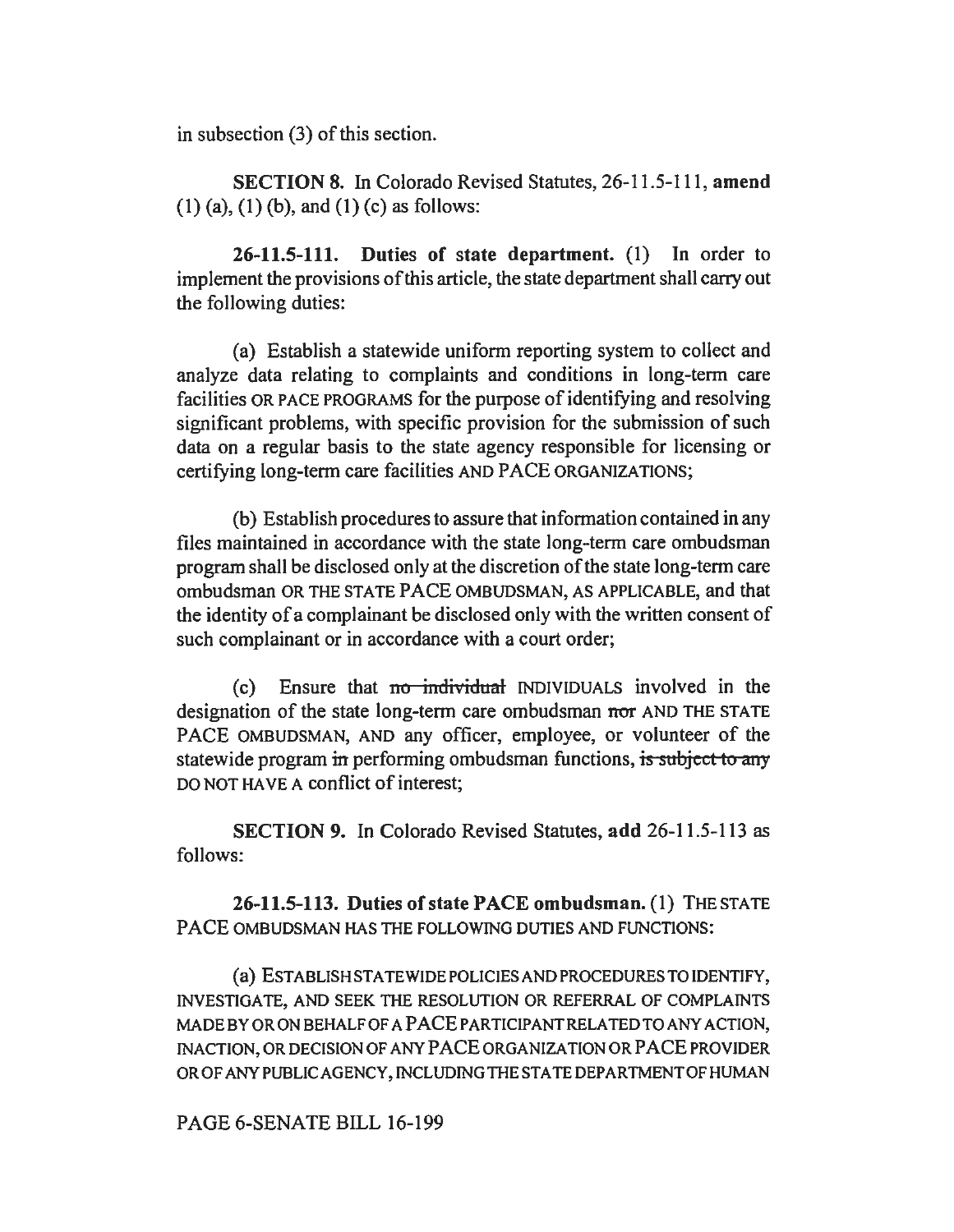in subsection (3) of this section.

**SECTION 8.** In Colorado Revised Statutes, 26-11.5-111, **amend** (1) (a), (1) (b), and (1) (c) as follows:

**26-11.5-111. Duties of state department.** (1) In order to implement the provisions of this article, the state department shall carry out the following duties:

(a) Establish a statewide uniform reporting system to collect and analyze data relating to complaints and conditions in long-term care facilities OR PACE PROGRAMS for the purpose of identifying and resolving significant problems, with specific provision for the submission of such data on a regular basis to the state agency responsible for licensing or certifying long-term care facilities AND PACE ORGANIZATIONS;

(b) Establish procedures to assure that information contained in any files maintained in accordance with the state long-term care ombudsman program shall be disclosed only at the discretion of the state long-term care ombudsman OR THE STATE PACE OMBUDSMAN, AS APPLICABLE, and that the identity of a complainant be disclosed only with the written consent of such complainant or in accordance with a court order;

(c) Ensure that ~~no individual~~ INDIVIDUALS involved in the designation of the state long-term care ombudsman ~~nor~~ AND THE STATE PACE OMBUDSMAN, AND any officer, employee, or volunteer of the statewide program ~~in~~ performing ombudsman functions, ~~is subject to any~~ DO NOT HAVE A conflict of interest;

**SECTION 9.** In Colorado Revised Statutes, **add** 26-11.5-113 as follows:

**26-11.5-113. Duties of state PACE ombudsman.** (1) THE STATE PACE OMBUDSMAN HAS THE FOLLOWING DUTIES AND FUNCTIONS:

(a) ESTABLISH STATEWIDE POLICIES AND PROCEDURES TO IDENTIFY, INVESTIGATE, AND SEEK THE RESOLUTION OR REFERRAL OF COMPLAINTS MADE BY OR ON BEHALF OF A PACE PARTICIPANT RELATED TO ANY ACTION, INACTION, OR DECISION OF ANY PACE ORGANIZATION OR PACE PROVIDER OR OF ANY PUBLIC AGENCY, INCLUDING THE STATE DEPARTMENT OF HUMAN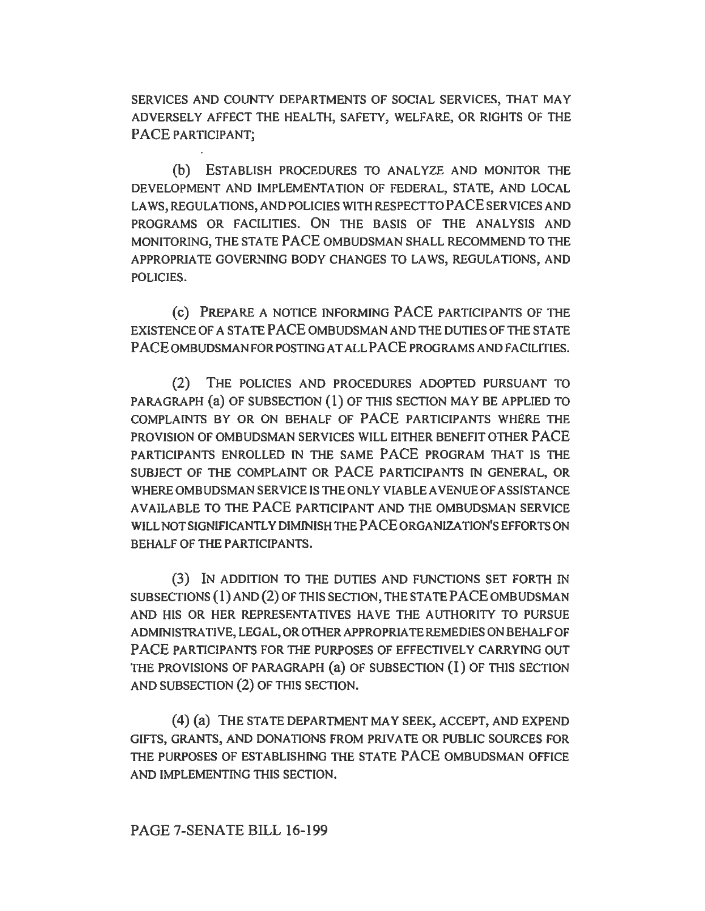SERVICES AND COUNTY DEPARTMENTS OF SOCIAL SERVICES, THAT MAY ADVERSELY AFFECT THE HEALTH, SAFETY, WELFARE, OR RIGHTS OF THE PACE PARTICIPANT;

(b) ESTABLISH PROCEDURES TO ANALYZE AND MONITOR THE DEVELOPMENT AND IMPLEMENTATION OF FEDERAL, STATE, AND LOCAL LAWS, REGULATIONS, AND POLICIES WITH RESPECT TO PACE SERVICES AND PROGRAMS OR FACILITIES. ON THE BASIS OF THE ANALYSIS AND MONITORING, THE STATE PACE OMBUDSMAN SHALL RECOMMEND TO THE APPROPRIATE GOVERNING BODY CHANGES TO LAWS, REGULATIONS, AND POLICIES.

(c) PREPARE A NOTICE INFORMING PACE PARTICIPANTS OF THE EXISTENCE OF A STATE PACE OMBUDSMAN AND THE DUTIES OF THE STATE PACE OMBUDSMAN FOR POSTING AT ALL PACE PROGRAMS AND FACILITIES.

(2) THE POLICIES AND PROCEDURES ADOPTED PURSUANT TO PARAGRAPH (a) OF SUBSECTION (1) OF THIS SECTION MAY BE APPLIED TO COMPLAINTS BY OR ON BEHALF OF PACE PARTICIPANTS WHERE THE PROVISION OF OMBUDSMAN SERVICES WILL EITHER BENEFIT OTHER PACE PARTICIPANTS ENROLLED IN THE SAME PACE PROGRAM THAT IS THE SUBJECT OF THE COMPLAINT OR PACE PARTICIPANTS IN GENERAL, OR WHERE OMBUDSMAN SERVICE IS THE ONLY VIABLE AVENUE OF ASSISTANCE AVAILABLE TO THE PACE PARTICIPANT AND THE OMBUDSMAN SERVICE WILL NOT SIGNIFICANTLY DIMINISH THE PACE ORGANIZATION'S EFFORTS ON BEHALF OF THE PARTICIPANTS.

(3) IN ADDITION TO THE DUTIES AND FUNCTIONS SET FORTH IN SUBSECTIONS (1) AND (2) OF THIS SECTION, THE STATE PACE OMBUDSMAN AND HIS OR HER REPRESENTATIVES HAVE THE AUTHORITY TO PURSUE ADMINISTRATIVE, LEGAL, OR OTHER APPROPRIATE REMEDIES ON BEHALF OF PACE PARTICIPANTS FOR THE PURPOSES OF EFFECTIVELY CARRYING OUT THE PROVISIONS OF PARAGRAPH (a) OF SUBSECTION (1) OF THIS SECTION AND SUBSECTION (2) OF THIS SECTION.

(4) (a) THE STATE DEPARTMENT MAY SEEK, ACCEPT, AND EXPEND GIFTS, GRANTS, AND DONATIONS FROM PRIVATE OR PUBLIC SOURCES FOR THE PURPOSES OF ESTABLISHING THE STATE PACE OMBUDSMAN OFFICE AND IMPLEMENTING THIS SECTION.

PAGE 7-SENATE BILL 16-199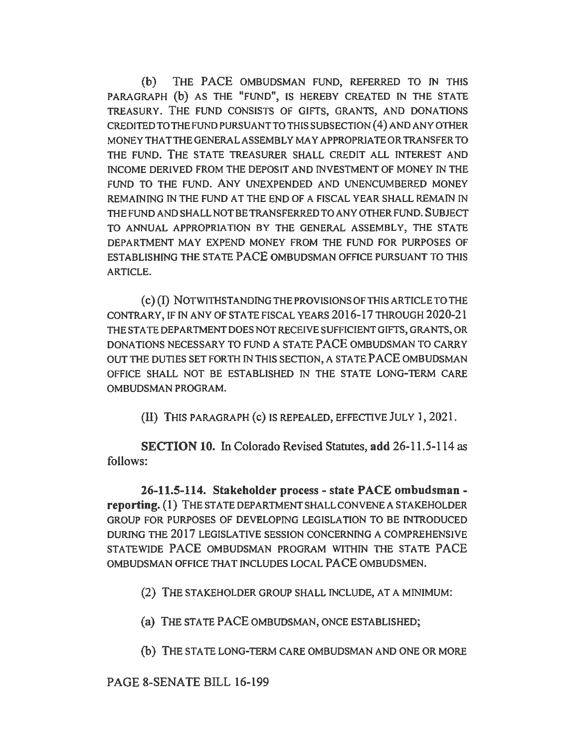(b) THE PACE OMBUDSMAN FUND, REFERRED TO IN THIS PARAGRAPH (b) AS THE "FUND", IS HEREBY CREATED IN THE STATE TREASURY. THE FUND CONSISTS OF GIFTS, GRANTS, AND DONATIONS CREDITED TO THE FUND PURSUANT TO THIS SUBSECTION (4) AND ANY OTHER MONEY THAT THE GENERAL ASSEMBLY MAY APPROPRIATE OR TRANSFER TO THE FUND. THE STATE TREASURER SHALL CREDIT ALL INTEREST AND INCOME DERIVED FROM THE DEPOSIT AND INVESTMENT OF MONEY IN THE FUND TO THE FUND. ANY UNEXPENDED AND UNENCUMBERED MONEY REMAINING IN THE FUND AT THE END OF A FISCAL YEAR SHALL REMAIN IN THE FUND AND SHALL NOT BE TRANSFERRED TO ANY OTHER FUND. SUBJECT TO ANNUAL APPROPRIATION BY THE GENERAL ASSEMBLY, THE STATE DEPARTMENT MAY EXPEND MONEY FROM THE FUND FOR PURPOSES OF ESTABLISHING THE STATE PACE OMBUDSMAN OFFICE PURSUANT TO THIS ARTICLE.

(c) (I) NOTWITHSTANDING THE PROVISIONS OF THIS ARTICLE TO THE CONTRARY, IF IN ANY OF STATE FISCAL YEARS 2016-17 THROUGH 2020-21 THE STATE DEPARTMENT DOES NOT RECEIVE SUFFICIENT GIFTS, GRANTS, OR DONATIONS NECESSARY TO FUND A STATE PACE OMBUDSMAN TO CARRY OUT THE DUTIES SET FORTH IN THIS SECTION, A STATE PACE OMBUDSMAN OFFICE SHALL NOT BE ESTABLISHED IN THE STATE LONG-TERM CARE OMBUDSMAN PROGRAM.

(II) THIS PARAGRAPH (c) IS REPEALED, EFFECTIVE JULY 1, 2021.

**SECTION 10.** In Colorado Revised Statutes, **add** 26-11.5-114 as follows:

**26-11.5-114. Stakeholder process - state PACE ombudsman - reporting.** (1) THE STATE DEPARTMENT SHALL CONVENE A STAKEHOLDER GROUP FOR PURPOSES OF DEVELOPING LEGISLATION TO BE INTRODUCED DURING THE 2017 LEGISLATIVE SESSION CONCERNING A COMPREHENSIVE STATEWIDE PACE OMBUDSMAN PROGRAM WITHIN THE STATE PACE OMBUDSMAN OFFICE THAT INCLUDES LOCAL PACE OMBUDSMEN.

(2) THE STAKEHOLDER GROUP SHALL INCLUDE, AT A MINIMUM:

(a) THE STATE PACE OMBUDSMAN, ONCE ESTABLISHED;

(b) THE STATE LONG-TERM CARE OMBUDSMAN AND ONE OR MORE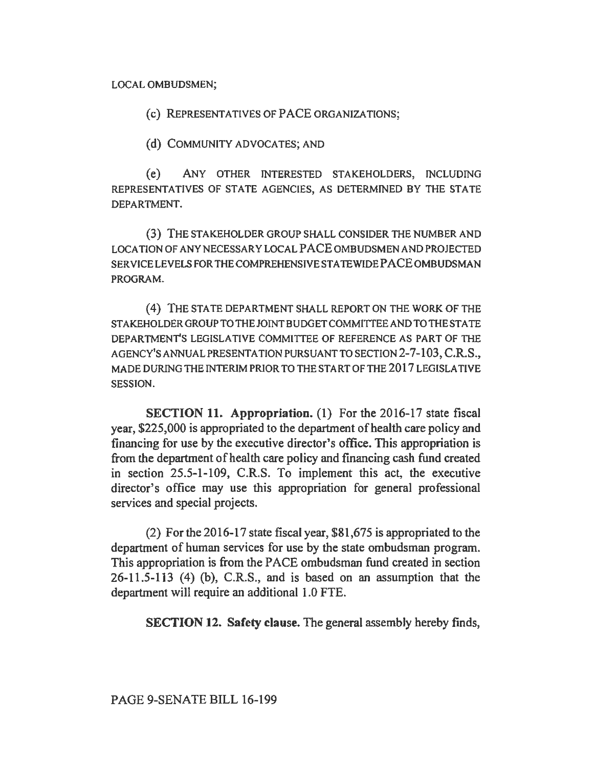LOCAL OMBUDSMEN;

(c) REPRESENTATIVES OF PACE ORGANIZATIONS;

(d) COMMUNITY ADVOCATES; AND

(e) ANY OTHER INTERESTED STAKEHOLDERS, INCLUDING REPRESENTATIVES OF STATE AGENCIES, AS DETERMINED BY THE STATE DEPARTMENT.

(3) THE STAKEHOLDER GROUP SHALL CONSIDER THE NUMBER AND LOCATION OF ANY NECESSARY LOCAL PACE OMBUDSMEN AND PROJECTED SERVICE LEVELS FOR THE COMPREHENSIVE STATEWIDE PACE OMBUDSMAN PROGRAM.

(4) THE STATE DEPARTMENT SHALL REPORT ON THE WORK OF THE STAKEHOLDER GROUP TO THE JOINT BUDGET COMMITTEE AND TO THE STATE DEPARTMENT'S LEGISLATIVE COMMITTEE OF REFERENCE AS PART OF THE AGENCY'S ANNUAL PRESENTATION PURSUANT TO SECTION 2-7-103, C.R.S., MADE DURING THE INTERIM PRIOR TO THE START OF THE 2017 LEGISLATIVE SESSION.

**SECTION 11. Appropriation.** (1) For the 2016-17 state fiscal year, $225,000 is appropriated to the department of health care policy and financing for use by the executive director's office. This appropriation is from the department of health care policy and financing cash fund created in section 25.5-1-109, C.R.S. To implement this act, the executive director's office may use this appropriation for general professional services and special projects.

(2) For the 2016-17 state fiscal year, $81,675 is appropriated to the department of human services for use by the state ombudsman program. This appropriation is from the PACE ombudsman fund created in section 26-11.5-113 (4) (b), C.R.S., and is based on an assumption that the department will require an additional 1.0 FTE.

**SECTION 12. Safety clause.** The general assembly hereby finds,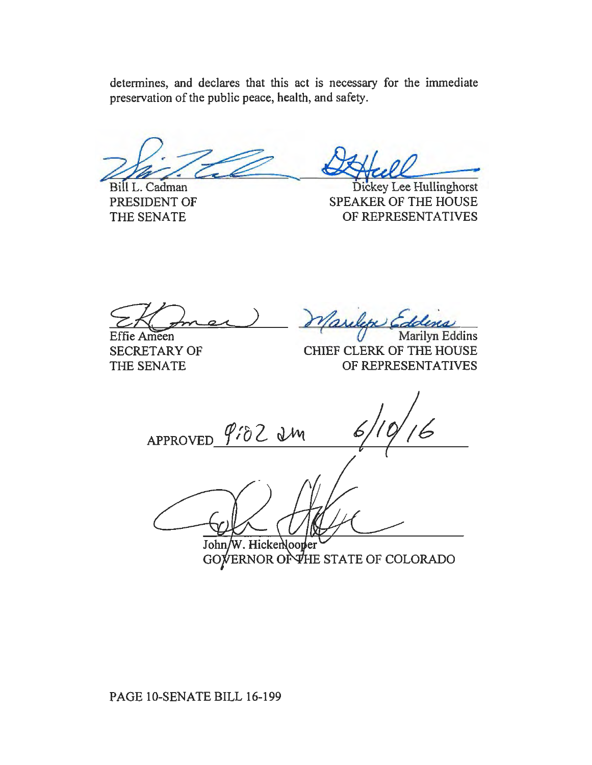determines, and declares that this act is necessary for the immediate preservation of the public peace, health, and safety.

Bill L. Cadman
PRESIDENT OF
THE SENATE

Dickey Lee Hullinghorst
SPEAKER OF THE HOUSE
OF REPRESENTATIVES

Effie Ameen
SECRETARY OF
THE SENATE

Marilyn Eddins
CHIEF CLERK OF THE HOUSE
OF REPRESENTATIVES

APPROVED 9:02 am 6/10/16

John W. Hickenlooper
GOVERNOR OF THE STATE OF COLORADO

PAGE 10-SENATE BILL 16-199